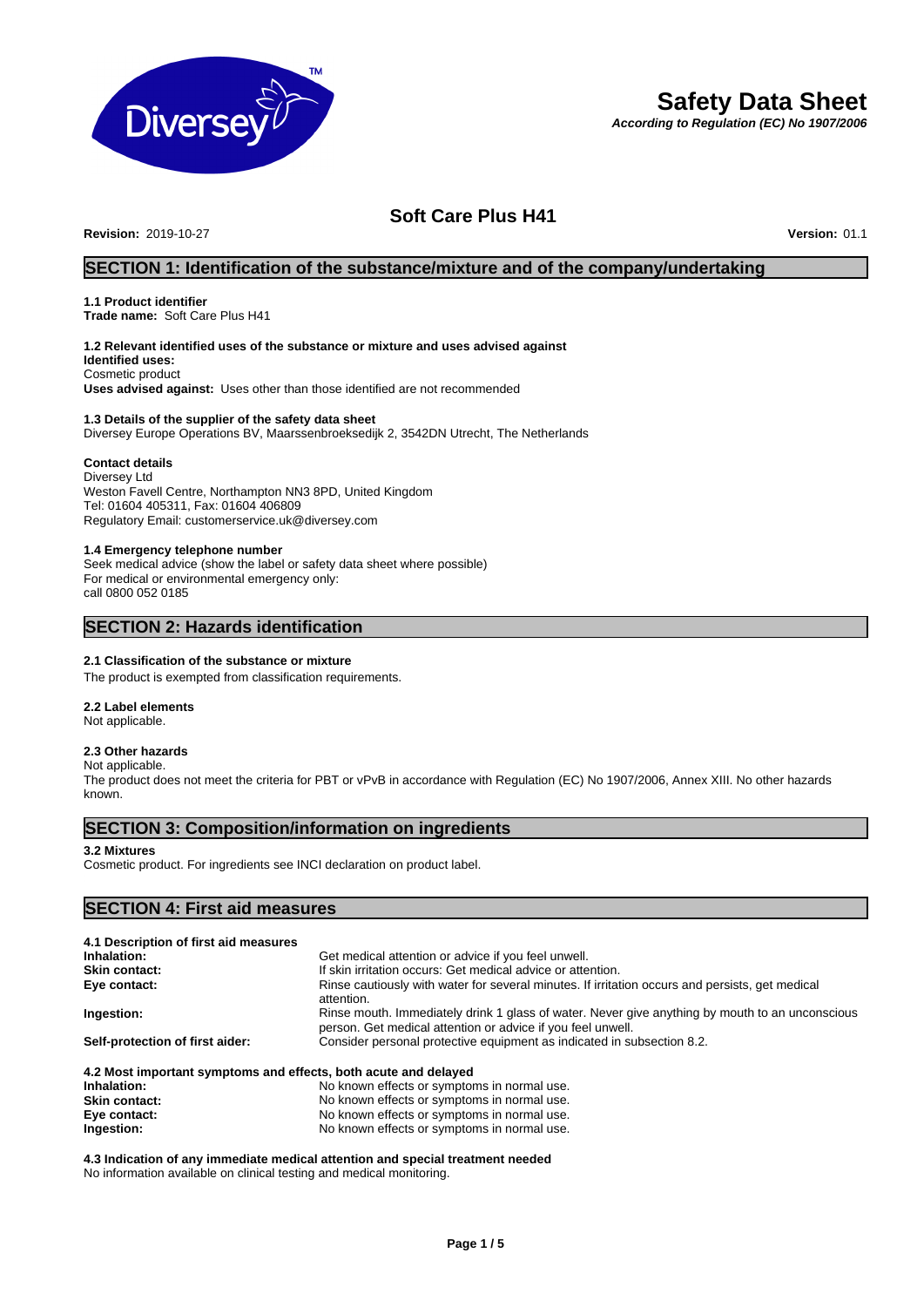# Safety Data Sheet

***According to Regulation (EC) No 1907/2006***

## Soft Care Plus H41

**Revision:** 2019-10-27 **Version:** 01.1

## SECTION 1: Identification of the substance/mixture and of the company/undertaking

**1.1 Product identifier**
**Trade name:** Soft Care Plus H41

**1.2 Relevant identified uses of the substance or mixture and uses advised against**
**Identified uses:**
Cosmetic product
**Uses advised against:** Uses other than those identified are not recommended

**1.3 Details of the supplier of the safety data sheet**
Diversey Europe Operations BV, Maarssenbroeksedijk 2, 3542DN Utrecht, The Netherlands

**Contact details**
Diversey Ltd
Weston Favell Centre, Northampton NN3 8PD, United Kingdom
Tel: 01604 405311, Fax: 01604 406809
Regulatory Email: customerservice.uk@diversey.com

**1.4 Emergency telephone number**
Seek medical advice (show the label or safety data sheet where possible)
For medical or environmental emergency only:
call 0800 052 0185

## SECTION 2: Hazards identification

**2.1 Classification of the substance or mixture**
The product is exempted from classification requirements.

**2.2 Label elements**
Not applicable.

**2.3 Other hazards**
Not applicable.
The product does not meet the criteria for PBT or vPvB in accordance with Regulation (EC) No 1907/2006, Annex XIII. No other hazards known.

## SECTION 3: Composition/information on ingredients

**3.2 Mixtures**
Cosmetic product. For ingredients see INCI declaration on product label.

## SECTION 4: First aid measures

**4.1 Description of first aid measures**

| | |
|---|---|
| **Inhalation:** | Get medical attention or advice if you feel unwell. |
| **Skin contact:** | If skin irritation occurs: Get medical advice or attention. |
| **Eye contact:** | Rinse cautiously with water for several minutes. If irritation occurs and persists, get medical attention. |
| **Ingestion:** | Rinse mouth. Immediately drink 1 glass of water. Never give anything by mouth to an unconscious person. Get medical attention or advice if you feel unwell. |
| **Self-protection of first aider:** | Consider personal protective equipment as indicated in subsection 8.2. |

**4.2 Most important symptoms and effects, both acute and delayed**

| | |
|---|---|
| **Inhalation:** | No known effects or symptoms in normal use. |
| **Skin contact:** | No known effects or symptoms in normal use. |
| **Eye contact:** | No known effects or symptoms in normal use. |
| **Ingestion:** | No known effects or symptoms in normal use. |

**4.3 Indication of any immediate medical attention and special treatment needed**
No information available on clinical testing and medical monitoring.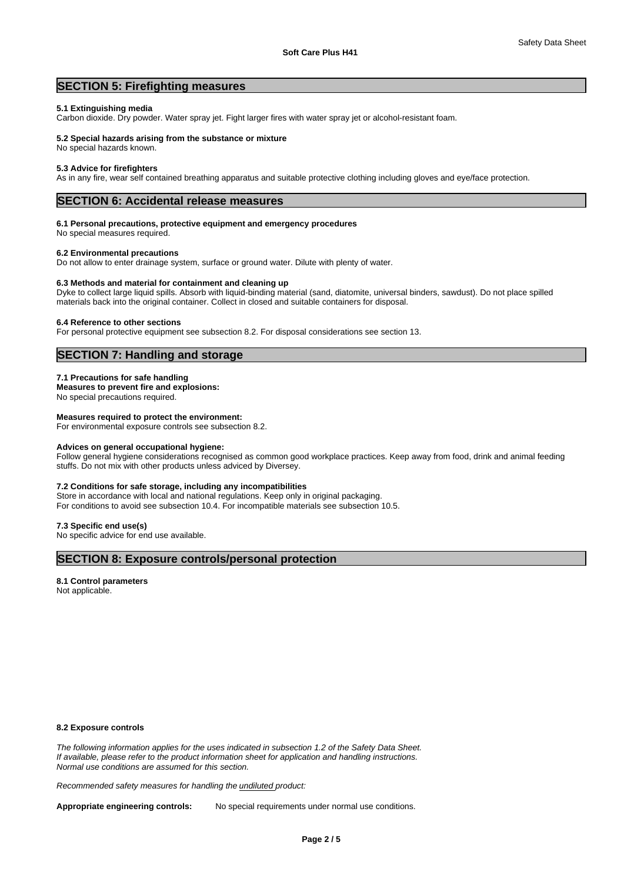## SECTION 5: Firefighting measures

**5.1 Extinguishing media**
Carbon dioxide. Dry powder. Water spray jet. Fight larger fires with water spray jet or alcohol-resistant foam.

**5.2 Special hazards arising from the substance or mixture**
No special hazards known.

**5.3 Advice for firefighters**
As in any fire, wear self contained breathing apparatus and suitable protective clothing including gloves and eye/face protection.

## SECTION 6: Accidental release measures

**6.1 Personal precautions, protective equipment and emergency procedures**
No special measures required.

**6.2 Environmental precautions**
Do not allow to enter drainage system, surface or ground water. Dilute with plenty of water.

**6.3 Methods and material for containment and cleaning up**
Dyke to collect large liquid spills. Absorb with liquid-binding material (sand, diatomite, universal binders, sawdust). Do not place spilled materials back into the original container. Collect in closed and suitable containers for disposal.

**6.4 Reference to other sections**
For personal protective equipment see subsection 8.2. For disposal considerations see section 13.

## SECTION 7: Handling and storage

**7.1 Precautions for safe handling**
**Measures to prevent fire and explosions:**
No special precautions required.

**Measures required to protect the environment:**
For environmental exposure controls see subsection 8.2.

**Advices on general occupational hygiene:**
Follow general hygiene considerations recognised as common good workplace practices. Keep away from food, drink and animal feeding stuffs. Do not mix with other products unless adviced by Diversey.

**7.2 Conditions for safe storage, including any incompatibilities**
Store in accordance with local and national regulations. Keep only in original packaging.
For conditions to avoid see subsection 10.4. For incompatible materials see subsection 10.5.

**7.3 Specific end use(s)**
No specific advice for end use available.

## SECTION 8: Exposure controls/personal protection

**8.1 Control parameters**
Not applicable.

**8.2 Exposure controls**

*The following information applies for the uses indicated in subsection 1.2 of the Safety Data Sheet.*
*If available, please refer to the product information sheet for application and handling instructions.*
*Normal use conditions are assumed for this section.*

*Recommended safety measures for handling the undiluted product:*

**Appropriate engineering controls:** No special requirements under normal use conditions.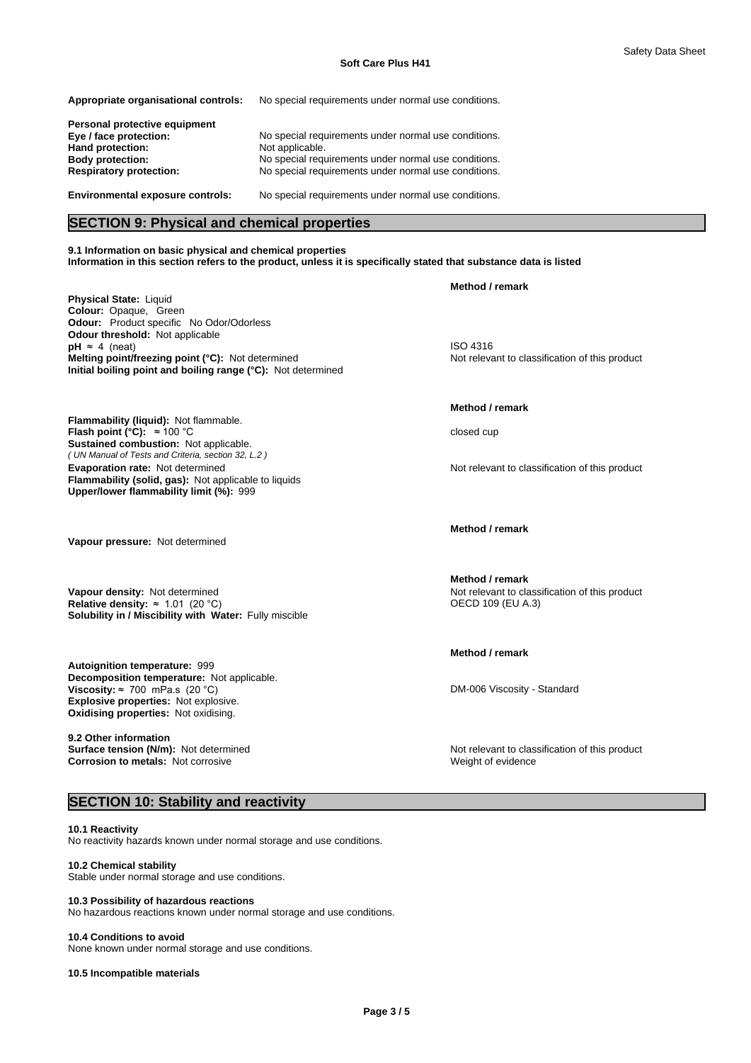**Appropriate organisational controls:** No special requirements under normal use conditions.

**Personal protective equipment**

**Eye / face protection:** No special requirements under normal use conditions.
**Hand protection:** Not applicable.
**Body protection:** No special requirements under normal use conditions.
**Respiratory protection:** No special requirements under normal use conditions.

**Environmental exposure controls:** No special requirements under normal use conditions.

## SECTION 9: Physical and chemical properties

**9.1 Information on basic physical and chemical properties**
**Information in this section refers to the product, unless it is specifically stated that substance data is listed**

| | **Method / remark** |
|---|---|
| **Physical State:** Liquid | |
| **Colour:** Opaque, Green | |
| **Odour:** Product specific No Odor/Odorless | |
| **Odour threshold:** Not applicable | |
| **pH** ≈ 4 (neat) | ISO 4316 |
| **Melting point/freezing point (°C):** Not determined | Not relevant to classification of this product |
| **Initial boiling point and boiling range (°C):** Not determined | |

| | **Method / remark** |
|---|---|
| **Flammability (liquid):** Not flammable. | |
| **Flash point (°C):** ≈ 100 °C | closed cup |
| **Sustained combustion:** Not applicable. *( UN Manual of Tests and Criteria, section 32, L.2 )* | |
| **Evaporation rate:** Not determined | Not relevant to classification of this product |
| **Flammability (solid, gas):** Not applicable to liquids | |
| **Upper/lower flammability limit (%):** 999 | |

| | **Method / remark** |
|---|---|
| **Vapour pressure:** Not determined | |

| | **Method / remark** |
|---|---|
| **Vapour density:** Not determined | Not relevant to classification of this product |
| **Relative density:** ≈ 1.01 (20 °C) | OECD 109 (EU A.3) |
| **Solubility in / Miscibility with Water:** Fully miscible | |

| | **Method / remark** |
|---|---|
| **Autoignition temperature:** 999 | |
| **Decomposition temperature:** Not applicable. | |
| **Viscosity:** ≈ 700 mPa.s (20 °C) | DM-006 Viscosity - Standard |
| **Explosive properties:** Not explosive. | |
| **Oxidising properties:** Not oxidising. | |

**9.2 Other information**

| | |
|---|---|
| **Surface tension (N/m):** Not determined | Not relevant to classification of this product |
| **Corrosion to metals:** Not corrosive | Weight of evidence |

## SECTION 10: Stability and reactivity

**10.1 Reactivity**
No reactivity hazards known under normal storage and use conditions.

**10.2 Chemical stability**
Stable under normal storage and use conditions.

**10.3 Possibility of hazardous reactions**
No hazardous reactions known under normal storage and use conditions.

**10.4 Conditions to avoid**
None known under normal storage and use conditions.

**10.5 Incompatible materials**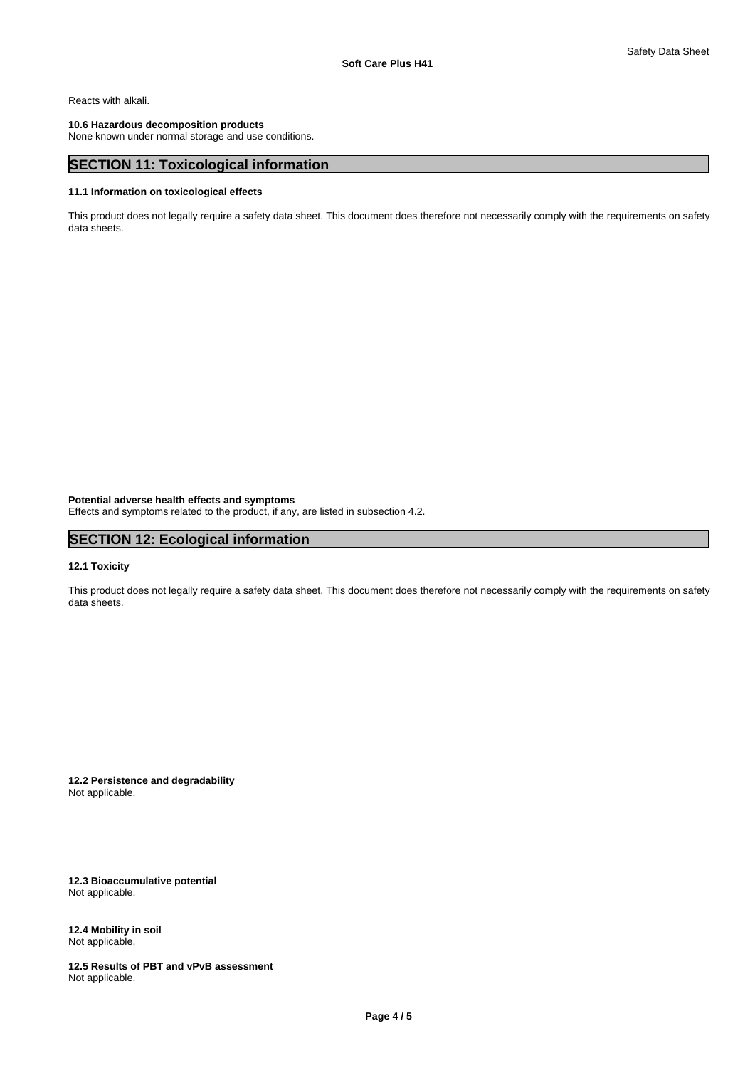Reacts with alkali.

**10.6 Hazardous decomposition products**
None known under normal storage and use conditions.

## SECTION 11: Toxicological information

**11.1 Information on toxicological effects**

This product does not legally require a safety data sheet. This document does therefore not necessarily comply with the requirements on safety data sheets.

**Potential adverse health effects and symptoms**
Effects and symptoms related to the product, if any, are listed in subsection 4.2.

## SECTION 12: Ecological information

**12.1 Toxicity**

This product does not legally require a safety data sheet. This document does therefore not necessarily comply with the requirements on safety data sheets.

**12.2 Persistence and degradability**
Not applicable.

**12.3 Bioaccumulative potential**
Not applicable.

**12.4 Mobility in soil**
Not applicable.

**12.5 Results of PBT and vPvB assessment**
Not applicable.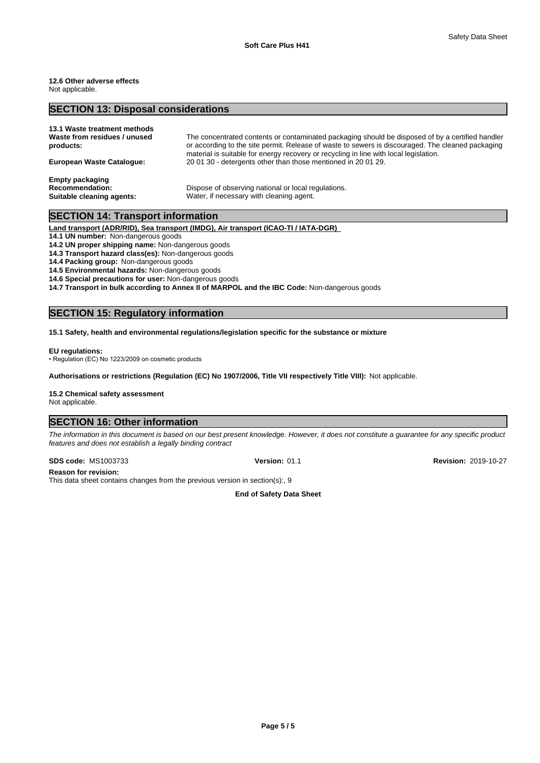**12.6 Other adverse effects**
Not applicable.

## SECTION 13: Disposal considerations

**13.1 Waste treatment methods**

**Waste from residues / unused products:** The concentrated contents or contaminated packaging should be disposed of by a certified handler or according to the site permit. Release of waste to sewers is discouraged. The cleaned packaging material is suitable for energy recovery or recycling in line with local legislation.

**European Waste Catalogue:** 20 01 30 - detergents other than those mentioned in 20 01 29.

**Empty packaging**

**Recommendation:** Dispose of observing national or local regulations.

**Suitable cleaning agents:** Water, if necessary with cleaning agent.

## SECTION 14: Transport information

**Land transport (ADR/RID), Sea transport (IMDG), Air transport (ICAO-TI / IATA-DGR)**

**14.1 UN number:** Non-dangerous goods
**14.2 UN proper shipping name:** Non-dangerous goods
**14.3 Transport hazard class(es):** Non-dangerous goods
**14.4 Packing group:** Non-dangerous goods
**14.5 Environmental hazards:** Non-dangerous goods
**14.6 Special precautions for user:** Non-dangerous goods
**14.7 Transport in bulk according to Annex II of MARPOL and the IBC Code:** Non-dangerous goods

## SECTION 15: Regulatory information

**15.1 Safety, health and environmental regulations/legislation specific for the substance or mixture**

**EU regulations:**
• Regulation (EC) No 1223/2009 on cosmetic products

**Authorisations or restrictions (Regulation (EC) No 1907/2006, Title VII respectively Title VIII):** Not applicable.

**15.2 Chemical safety assessment**
Not applicable.

## SECTION 16: Other information

*The information in this document is based on our best present knowledge. However, it does not constitute a guarantee for any specific product features and does not establish a legally binding contract*

**SDS code:** MS1003733 **Version:** 01.1 **Revision:** 2019-10-27

**Reason for revision:**
This data sheet contains changes from the previous version in section(s):, 9

**End of Safety Data Sheet**